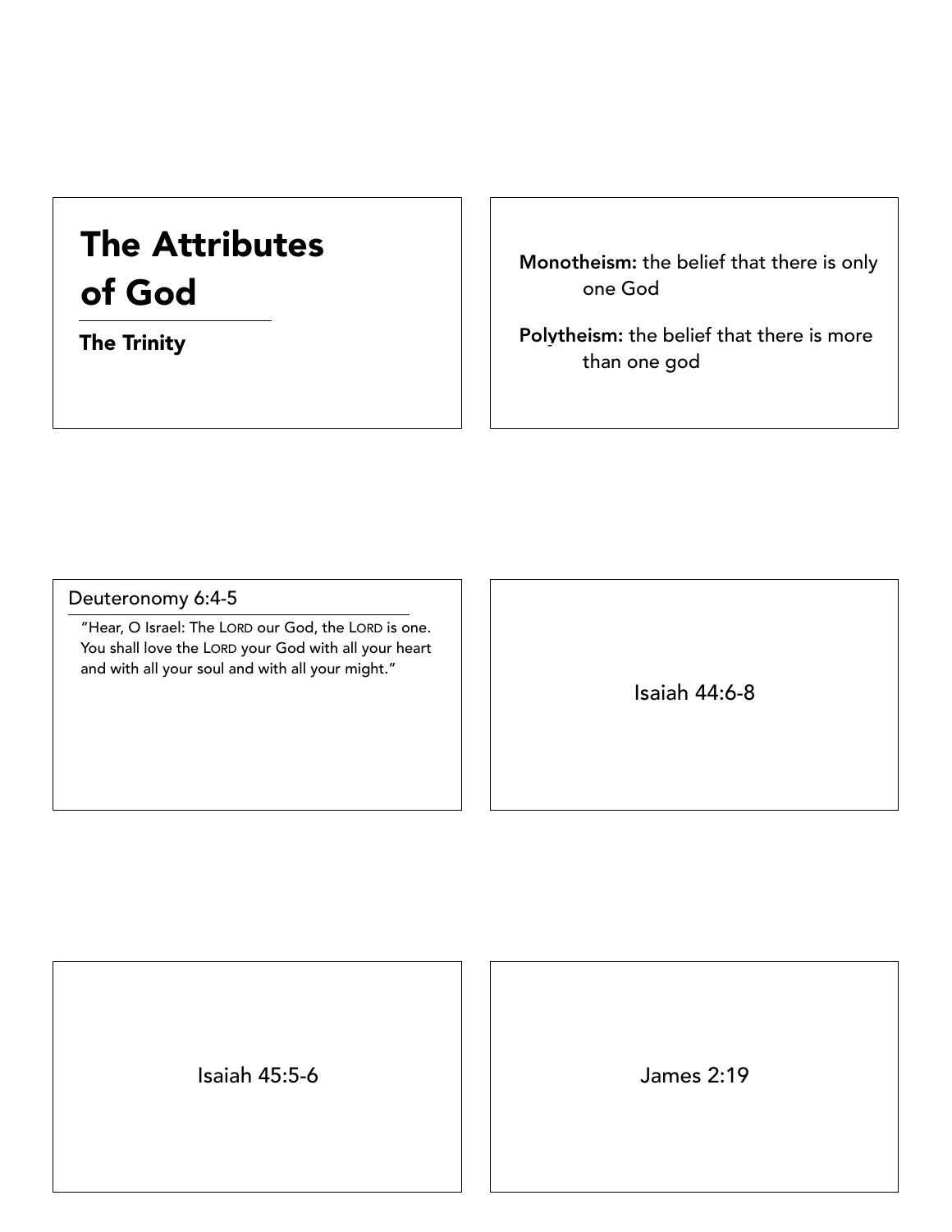# The Attributes of God

## The Trinity

**Monotheism:** the belief that there is only one God

**Polytheism:** the belief that there is more than one god

Deuteronomy 6:4-5

"Hear, O Israel: The LORD our God, the LORD is one. You shall love the LORD your God with all your heart and with all your soul and with all your might."

Isaiah 44:6-8

Isaiah 45:5-6

James 2:19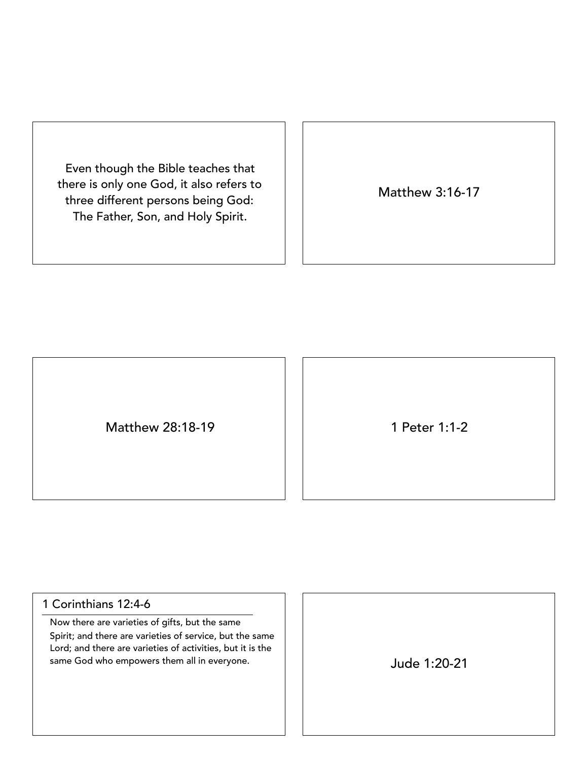Even though the Bible teaches that there is only one God, it also refers to three different persons being God: The Father, Son, and Holy Spirit.

Matthew 3:16-17

Matthew 28:18-19

1 Peter 1:1-2

1 Corinthians 12:4-6

Now there are varieties of gifts, but the same Spirit; and there are varieties of service, but the same Lord; and there are varieties of activities, but it is the same God who empowers them all in everyone.

Jude 1:20-21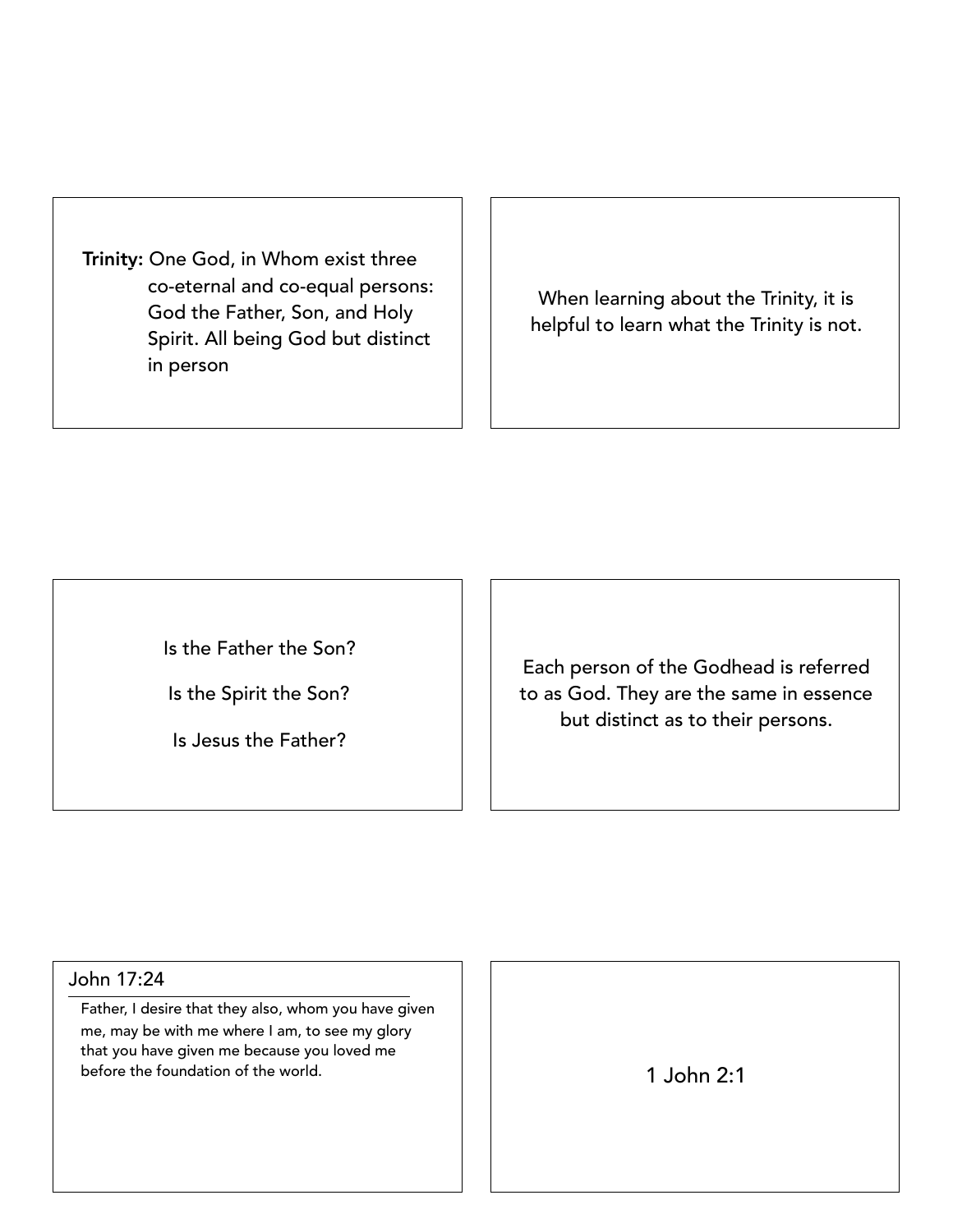**Trinity:** One God, in Whom exist three co-eternal and co-equal persons: God the Father, Son, and Holy Spirit. All being God but distinct in person

When learning about the Trinity, it is helpful to learn what the Trinity is not.

Is the Father the Son?

Is the Spirit the Son?

Is Jesus the Father?

Each person of the Godhead is referred to as God. They are the same in essence but distinct as to their persons.

John 17:24

Father, I desire that they also, whom you have given me, may be with me where I am, to see my glory that you have given me because you loved me before the foundation of the world.

1 John 2:1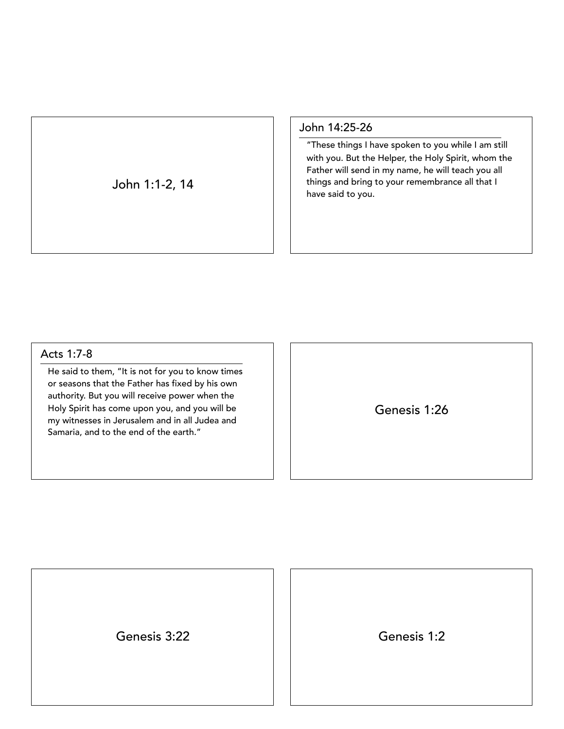John 1:1-2, 14

## John 14:25-26

"These things I have spoken to you while I am still with you. But the Helper, the Holy Spirit, whom the Father will send in my name, he will teach you all things and bring to your remembrance all that I have said to you.

## Acts 1:7-8

He said to them, "It is not for you to know times or seasons that the Father has fixed by his own authority. But you will receive power when the Holy Spirit has come upon you, and you will be my witnesses in Jerusalem and in all Judea and Samaria, and to the end of the earth."

Genesis 1:26

Genesis 3:22

Genesis 1:2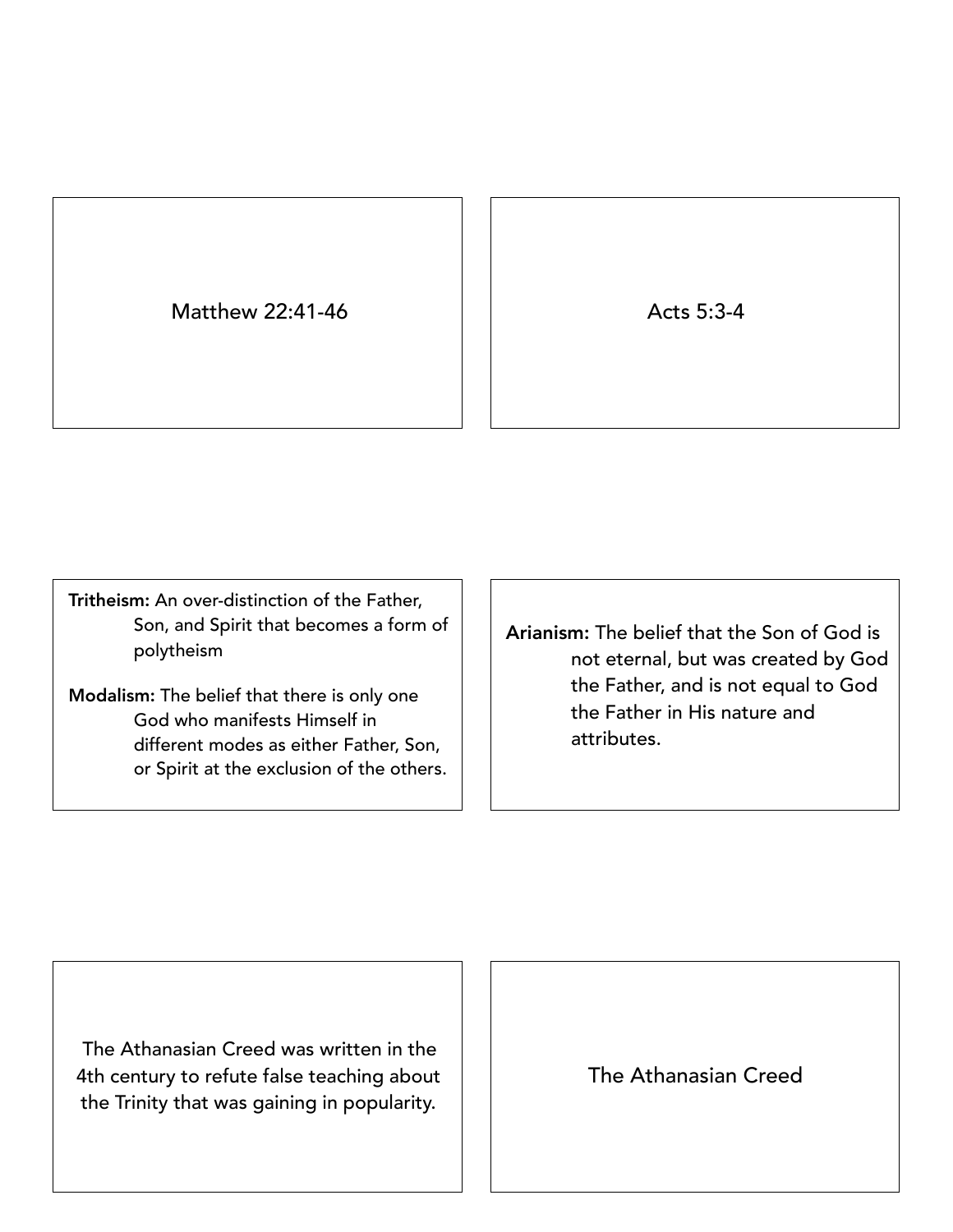Matthew 22:41-46

Acts 5:3-4

**Tritheism:** An over-distinction of the Father, Son, and Spirit that becomes a form of polytheism

**Modalism:** The belief that there is only one God who manifests Himself in different modes as either Father, Son, or Spirit at the exclusion of the others.

**Arianism:** The belief that the Son of God is not eternal, but was created by God the Father, and is not equal to God the Father in His nature and attributes.

The Athanasian Creed was written in the 4th century to refute false teaching about the Trinity that was gaining in popularity.

The Athanasian Creed